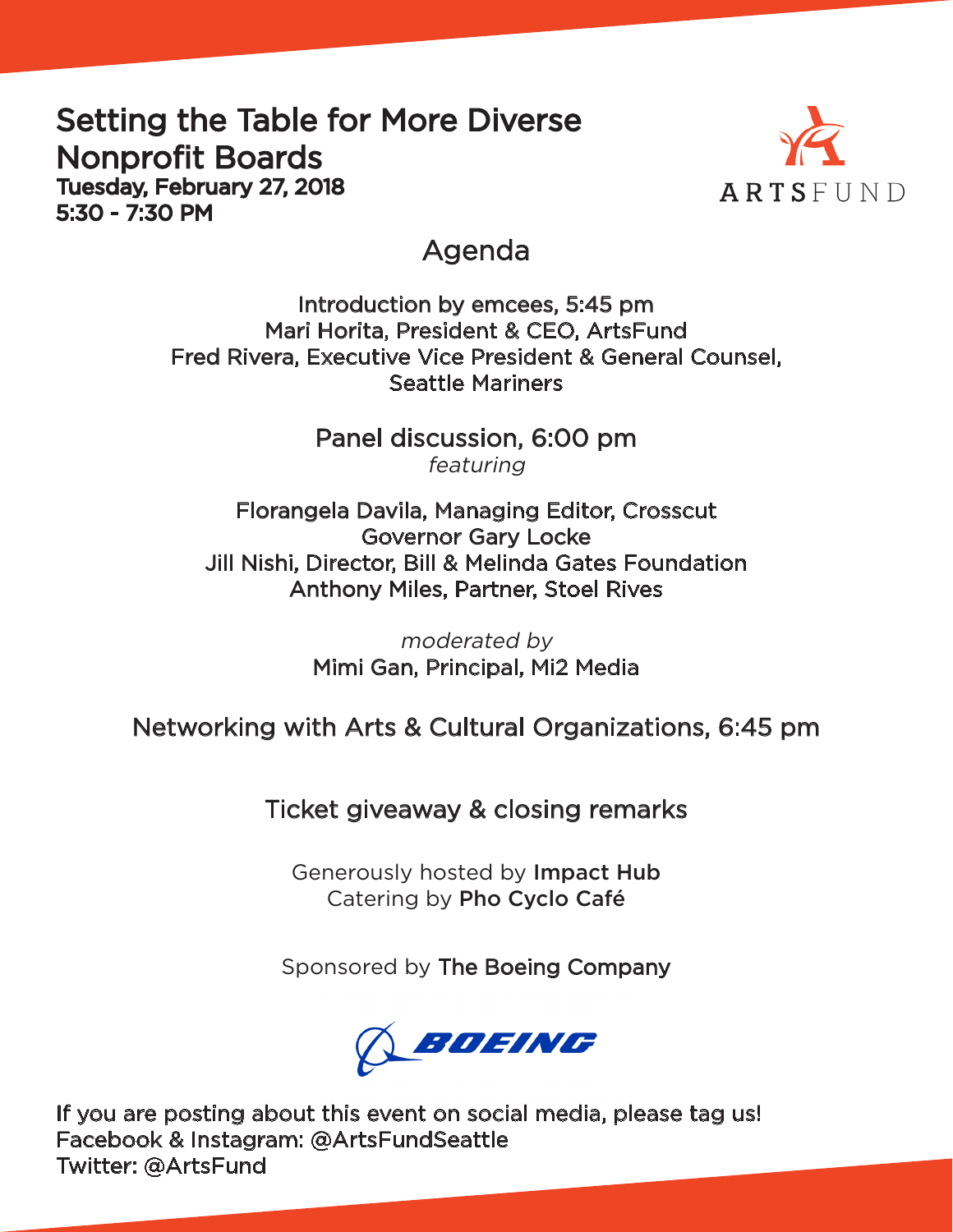# Setting the Table for More Diverse Nonprofit Boards

**Tuesday, February 27, 2018**
**5:30 - 7:30 PM**

ARTSFUND

## Agenda

Introduction by emcees, 5:45 pm
Mari Horita, President & CEO, ArtsFund
Fred Rivera, Executive Vice President & General Counsel, Seattle Mariners

Panel discussion, 6:00 pm
*featuring*

Florangela Davila, Managing Editor, Crosscut
Governor Gary Locke
Jill Nishi, Director, Bill & Melinda Gates Foundation
Anthony Miles, Partner, Stoel Rives

*moderated by*
Mimi Gan, Principal, Mi2 Media

Networking with Arts & Cultural Organizations, 6:45 pm

Ticket giveaway & closing remarks

Generously hosted by **Impact Hub**
Catering by **Pho Cyclo Café**

Sponsored by **The Boeing Company**

BOEING

If you are posting about this event on social media, please tag us!
Facebook & Instagram: @ArtsFundSeattle
Twitter: @ArtsFund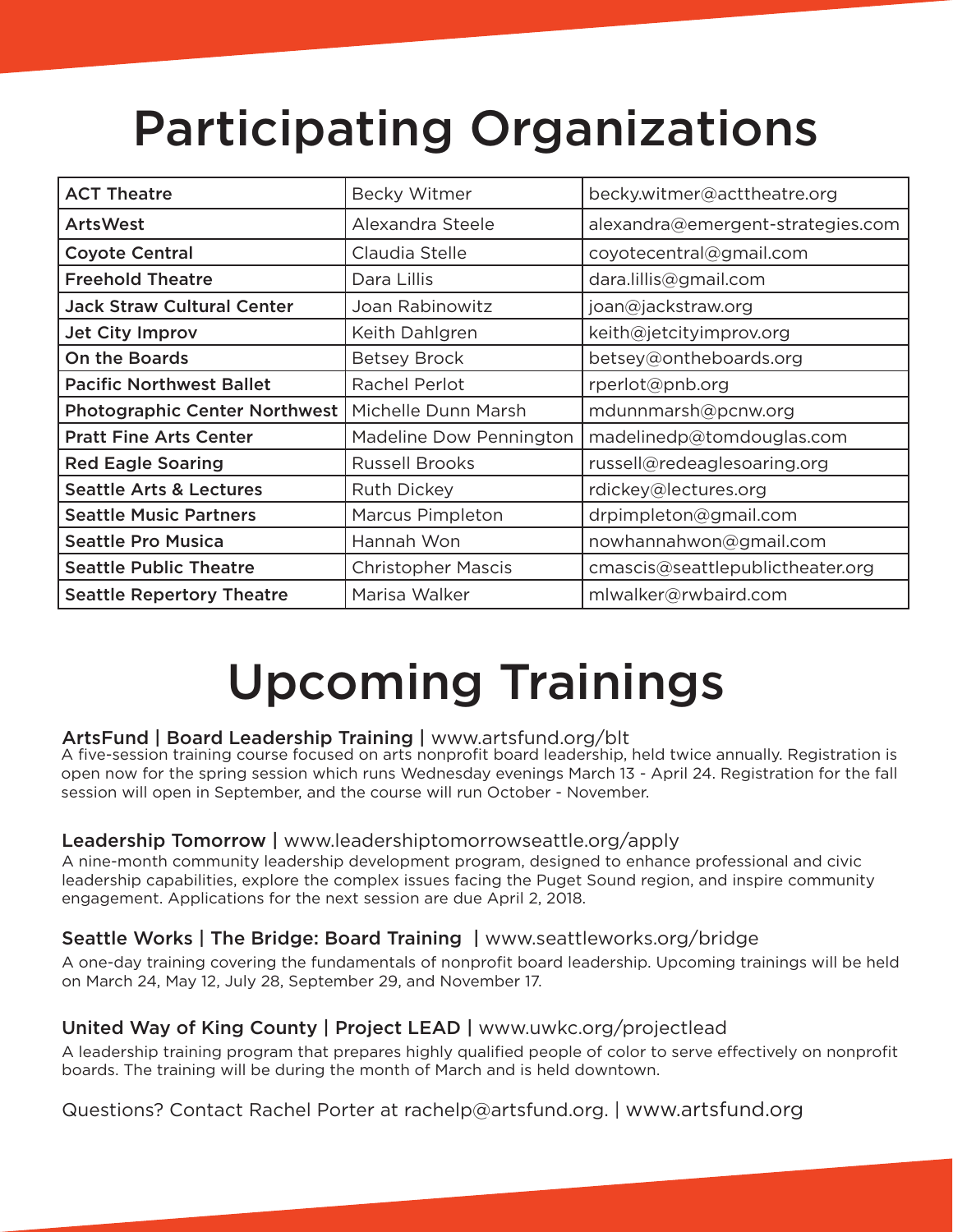# Participating Organizations

| ACT Theatre | Becky Witmer | becky.witmer@acttheatre.org |
|---|---|---|
| ArtsWest | Alexandra Steele | alexandra@emergent-strategies.com |
| Coyote Central | Claudia Stelle | coyotecentral@gmail.com |
| Freehold Theatre | Dara Lillis | dara.lillis@gmail.com |
| Jack Straw Cultural Center | Joan Rabinowitz | joan@jackstraw.org |
| Jet City Improv | Keith Dahlgren | keith@jetcityimprov.org |
| On the Boards | Betsey Brock | betsey@ontheboards.org |
| Pacific Northwest Ballet | Rachel Perlot | rperlot@pnb.org |
| Photographic Center Northwest | Michelle Dunn Marsh | mdunnmarsh@pcnw.org |
| Pratt Fine Arts Center | Madeline Dow Pennington | madelinedp@tomdouglas.com |
| Red Eagle Soaring | Russell Brooks | russell@redeaglesoaring.org |
| Seattle Arts & Lectures | Ruth Dickey | rdickey@lectures.org |
| Seattle Music Partners | Marcus Pimpleton | drpimpleton@gmail.com |
| Seattle Pro Musica | Hannah Won | nowhannahwon@gmail.com |
| Seattle Public Theatre | Christopher Mascis | cmascis@seattlepublictheater.org |
| Seattle Repertory Theatre | Marisa Walker | mlwalker@rwbaird.com |

# Upcoming Trainings

**ArtsFund | Board Leadership Training |** www.artsfund.org/blt

A five-session training course focused on arts nonprofit board leadership, held twice annually. Registration is open now for the spring session which runs Wednesday evenings March 13 - April 24. Registration for the fall session will open in September, and the course will run October - November.

**Leadership Tomorrow |** www.leadershiptomorrowseattle.org/apply

A nine-month community leadership development program, designed to enhance professional and civic leadership capabilities, explore the complex issues facing the Puget Sound region, and inspire community engagement. Applications for the next session are due April 2, 2018.

**Seattle Works | The Bridge: Board Training |** www.seattleworks.org/bridge

A one-day training covering the fundamentals of nonprofit board leadership. Upcoming trainings will be held on March 24, May 12, July 28, September 29, and November 17.

**United Way of King County | Project LEAD |** www.uwkc.org/projectlead

A leadership training program that prepares highly qualified people of color to serve effectively on nonprofit boards. The training will be during the month of March and is held downtown.

Questions? Contact Rachel Porter at rachelp@artsfund.org. | www.artsfund.org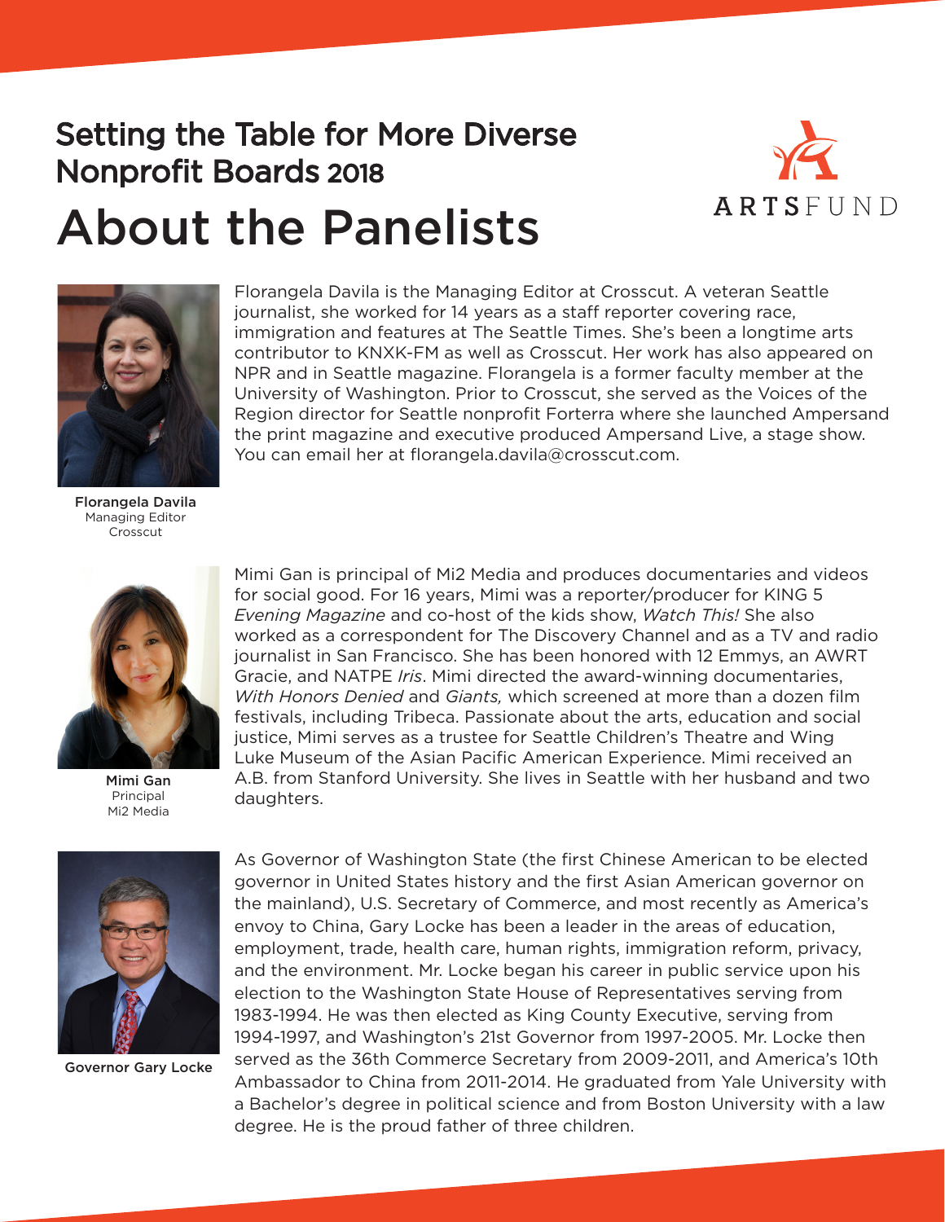## Setting the Table for More Diverse Nonprofit Boards 2018

ARTSFUND

# About the Panelists

**Florangela Davila**
Managing Editor
Crosscut

Florangela Davila is the Managing Editor at Crosscut. A veteran Seattle journalist, she worked for 14 years as a staff reporter covering race, immigration and features at The Seattle Times. She's been a longtime arts contributor to KNXK-FM as well as Crosscut. Her work has also appeared on NPR and in Seattle magazine. Florangela is a former faculty member at the University of Washington. Prior to Crosscut, she served as the Voices of the Region director for Seattle nonprofit Forterra where she launched Ampersand the print magazine and executive produced Ampersand Live, a stage show. You can email her at florangela.davila@crosscut.com.

**Mimi Gan**
Principal
Mi2 Media

Mimi Gan is principal of Mi2 Media and produces documentaries and videos for social good. For 16 years, Mimi was a reporter/producer for KING 5 *Evening Magazine* and co-host of the kids show, *Watch This!* She also worked as a correspondent for The Discovery Channel and as a TV and radio journalist in San Francisco. She has been honored with 12 Emmys, an AWRT Gracie, and NATPE *Iris*. Mimi directed the award-winning documentaries, *With Honors Denied* and *Giants,* which screened at more than a dozen film festivals, including Tribeca. Passionate about the arts, education and social justice, Mimi serves as a trustee for Seattle Children's Theatre and Wing Luke Museum of the Asian Pacific American Experience. Mimi received an A.B. from Stanford University. She lives in Seattle with her husband and two daughters.

**Governor Gary Locke**

As Governor of Washington State (the first Chinese American to be elected governor in United States history and the first Asian American governor on the mainland), U.S. Secretary of Commerce, and most recently as America's envoy to China, Gary Locke has been a leader in the areas of education, employment, trade, health care, human rights, immigration reform, privacy, and the environment. Mr. Locke began his career in public service upon his election to the Washington State House of Representatives serving from 1983-1994. He was then elected as King County Executive, serving from 1994-1997, and Washington's 21st Governor from 1997-2005. Mr. Locke then served as the 36th Commerce Secretary from 2009-2011, and America's 10th Ambassador to China from 2011-2014. He graduated from Yale University with a Bachelor's degree in political science and from Boston University with a law degree. He is the proud father of three children.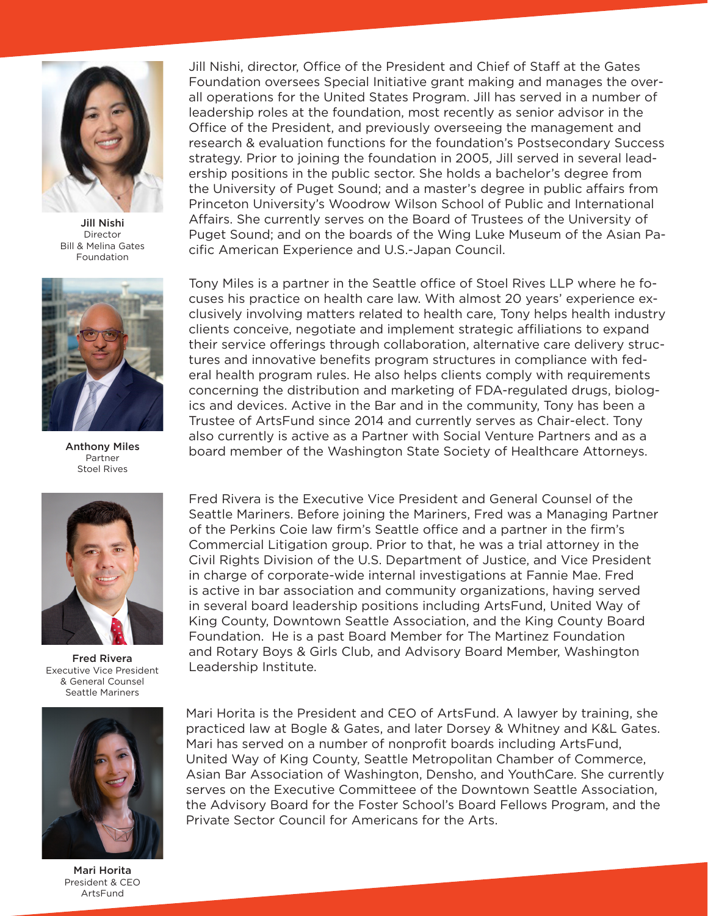**Jill Nishi**
Director
Bill & Melinda Gates Foundation

Jill Nishi, director, Office of the President and Chief of Staff at the Gates Foundation oversees Special Initiative grant making and manages the overall operations for the United States Program. Jill has served in a number of leadership roles at the foundation, most recently as senior advisor in the Office of the President, and previously overseeing the management and research & evaluation functions for the foundation's Postsecondary Success strategy. Prior to joining the foundation in 2005, Jill served in several leadership positions in the public sector. She holds a bachelor's degree from the University of Puget Sound; and a master's degree in public affairs from Princeton University's Woodrow Wilson School of Public and International Affairs. She currently serves on the Board of Trustees of the University of Puget Sound; and on the boards of the Wing Luke Museum of the Asian Pacific American Experience and U.S.-Japan Council.

**Anthony Miles**
Partner
Stoel Rives

Tony Miles is a partner in the Seattle office of Stoel Rives LLP where he focuses his practice on health care law. With almost 20 years' experience exclusively involving matters related to health care, Tony helps health industry clients conceive, negotiate and implement strategic affiliations to expand their service offerings through collaboration, alternative care delivery structures and innovative benefits program structures in compliance with federal health program rules. He also helps clients comply with requirements concerning the distribution and marketing of FDA-regulated drugs, biologics and devices. Active in the Bar and in the community, Tony has been a Trustee of ArtsFund since 2014 and currently serves as Chair-elect. Tony also currently is active as a Partner with Social Venture Partners and as a board member of the Washington State Society of Healthcare Attorneys.

**Fred Rivera**
Executive Vice President & General Counsel
Seattle Mariners

Fred Rivera is the Executive Vice President and General Counsel of the Seattle Mariners. Before joining the Mariners, Fred was a Managing Partner of the Perkins Coie law firm's Seattle office and a partner in the firm's Commercial Litigation group. Prior to that, he was a trial attorney in the Civil Rights Division of the U.S. Department of Justice, and Vice President in charge of corporate-wide internal investigations at Fannie Mae. Fred is active in bar association and community organizations, having served in several board leadership positions including ArtsFund, United Way of King County, Downtown Seattle Association, and the King County Board Foundation. He is a past Board Member for The Martinez Foundation and Rotary Boys & Girls Club, and Advisory Board Member, Washington Leadership Institute.

**Mari Horita**
President & CEO
ArtsFund

Mari Horita is the President and CEO of ArtsFund. A lawyer by training, she practiced law at Bogle & Gates, and later Dorsey & Whitney and K&L Gates. Mari has served on a number of nonprofit boards including ArtsFund, United Way of King County, Seattle Metropolitan Chamber of Commerce, Asian Bar Association of Washington, Densho, and YouthCare. She currently serves on the Executive Committeee of the Downtown Seattle Association, the Advisory Board for the Foster School's Board Fellows Program, and the Private Sector Council for Americans for the Arts.